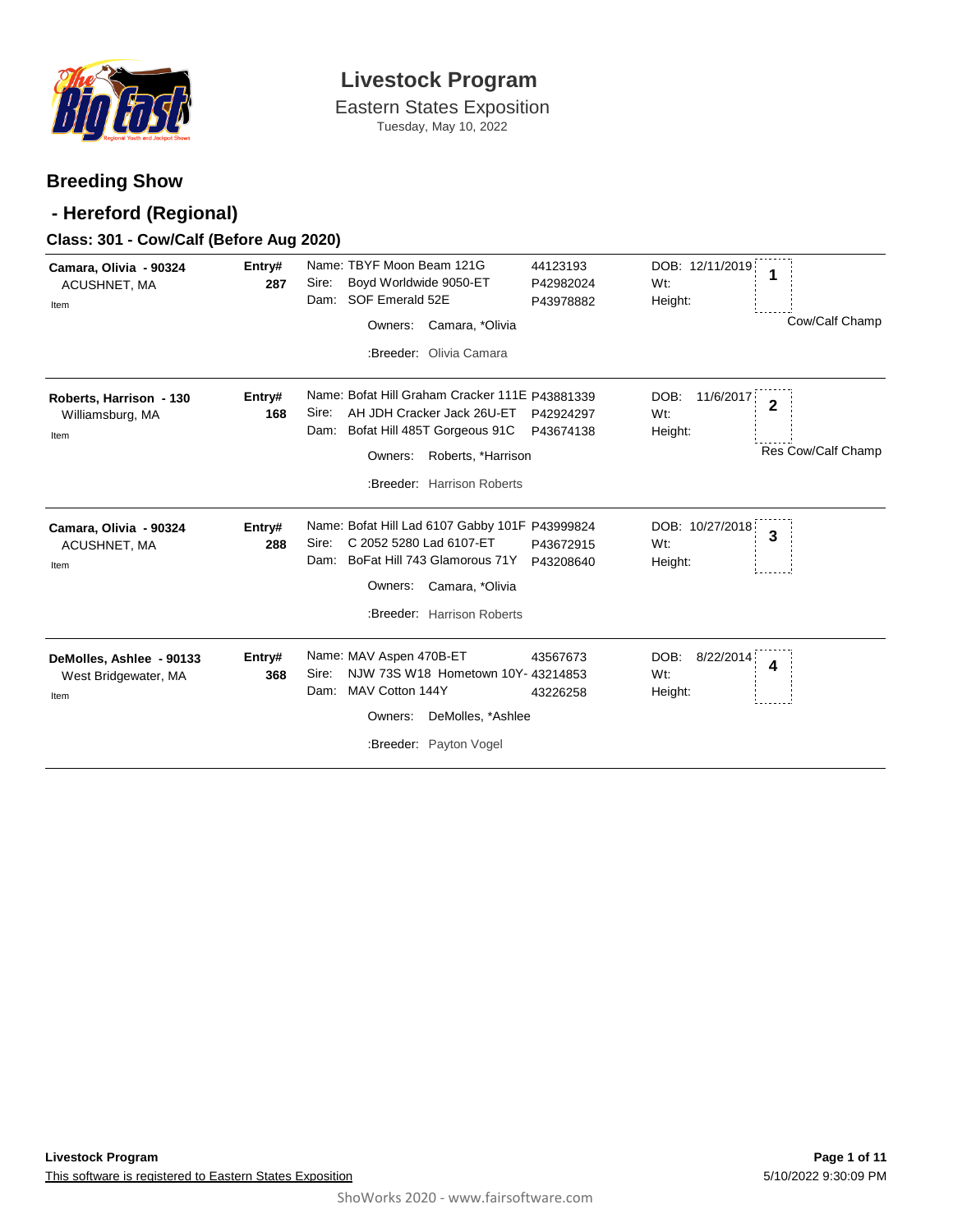# Livestock Program

Eastern States Exposition

Tuesday, May 10, 2022

## Breeding Show

## - Hereford (Regional)

### Class: 301 - Cow/Calf (Before Aug 2020)

| Exhibitor | Entry# | Animal | Reg# | DOB / Wt / Height | Place |
|---|---|---|---|---|---|
| **Camara, Olivia - 90324**<br>ACUSHNET, MA<br>Item | **287** | Name: TBYF Moon Beam 121G<br>Sire: Boyd Worldwide 9050-ET<br>Dam: SOF Emerald 52E<br>Owners: Camara, *Olivia<br>:Breeder: Olivia Camara | 44123193<br>P42982024<br>P43978882 | DOB: 12/11/2019<br>Wt:<br>Height: | 1<br>Cow/Calf Champ |
| **Roberts, Harrison - 130**<br>Williamsburg, MA<br>Item | **168** | Name: Bofat Hill Graham Cracker 111E<br>Sire: AH JDH Cracker Jack 26U-ET<br>Dam: Bofat Hill 485T Gorgeous 91C<br>Owners: Roberts, *Harrison<br>:Breeder: Harrison Roberts | P43881339<br>P42924297<br>P43674138 | DOB: 11/6/2017<br>Wt:<br>Height: | 2<br>Res Cow/Calf Champ |
| **Camara, Olivia - 90324**<br>ACUSHNET, MA<br>Item | **288** | Name: Bofat Hill Lad 6107 Gabby 101F<br>Sire: C 2052 5280 Lad 6107-ET<br>Dam: BoFat Hill 743 Glamorous 71Y<br>Owners: Camara, *Olivia<br>:Breeder: Harrison Roberts | P43999824<br>P43672915<br>P43208640 | DOB: 10/27/2018<br>Wt:<br>Height: | 3 |
| **DeMolles, Ashlee - 90133**<br>West Bridgewater, MA<br>Item | **368** | Name: MAV Aspen 470B-ET<br>Sire: NJW 73S W18 Hometown 10Y-<br>Dam: MAV Cotton 144Y<br>Owners: DeMolles, *Ashlee<br>:Breeder: Payton Vogel | 43567673<br>43214853<br>43226258 | DOB: 8/22/2014<br>Wt:<br>Height: | 4 |

This software is registered to Eastern States Exposition

5/10/2022 9:30:09 PM

ShoWorks 2020 - www.fairsoftware.com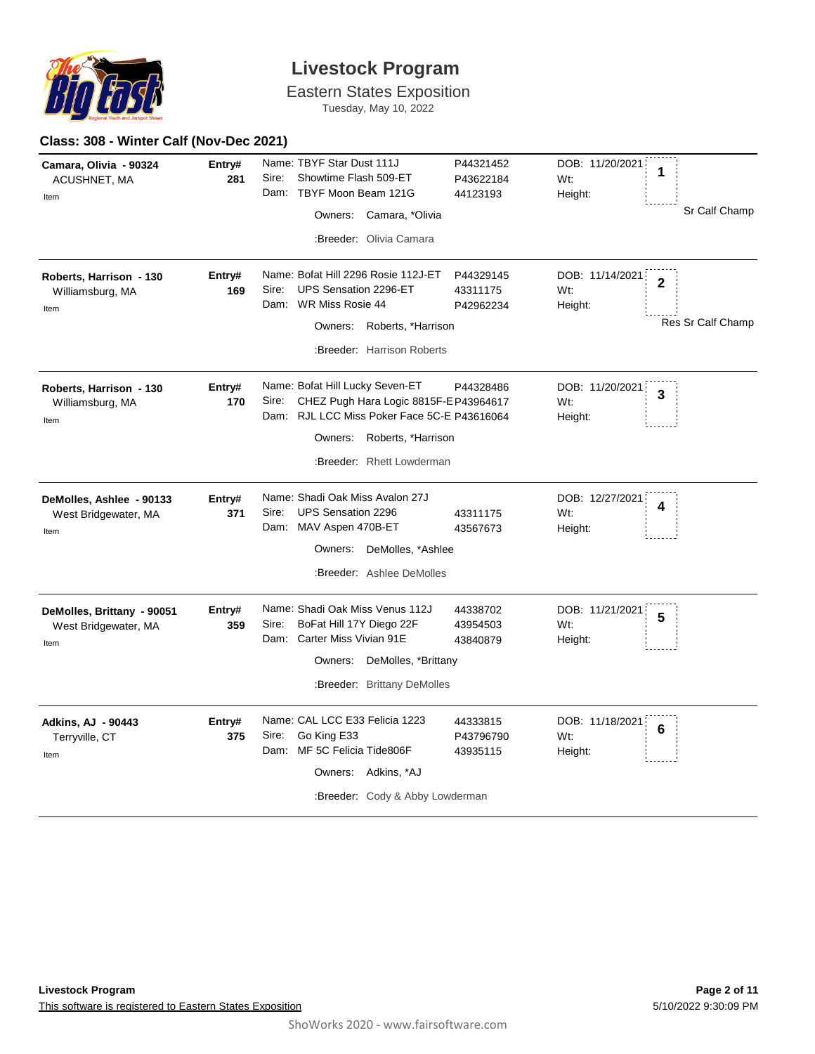# Livestock Program

Eastern States Exposition

Tuesday, May 10, 2022

## Class: 308 - Winter Calf (Nov-Dec 2021)

**Camara, Olivia - 90324**
ACUSHNET, MA
Item

**Entry# 281**

Name: TBYF Star Dust 111J — P44321452
Sire: Showtime Flash 509-ET — P43622184
Dam: TBYF Moon Beam 121G — 44123193

Owners: Camara, *Olivia
:Breeder: Olivia Camara

DOB: 11/20/2021
Wt:
Height:

**Placing: 1** — Sr Calf Champ

---

**Roberts, Harrison - 130**
Williamsburg, MA
Item

**Entry# 169**

Name: Bofat Hill 2296 Rosie 112J-ET — P44329145
Sire: UPS Sensation 2296-ET — 43311175
Dam: WR Miss Rosie 44 — P42962234

Owners: Roberts, *Harrison
:Breeder: Harrison Roberts

DOB: 11/14/2021
Wt:
Height:

**Placing: 2** — Res Sr Calf Champ

---

**Roberts, Harrison - 130**
Williamsburg, MA
Item

**Entry# 170**

Name: Bofat Hill Lucky Seven-ET — P44328486
Sire: CHEZ Pugh Hara Logic 8815F-E — P43964617
Dam: RJL LCC Miss Poker Face 5C-E — P43616064

Owners: Roberts, *Harrison
:Breeder: Rhett Lowderman

DOB: 11/20/2021
Wt:
Height:

**Placing: 3**

---

**DeMolles, Ashlee - 90133**
West Bridgewater, MA
Item

**Entry# 371**

Name: Shadi Oak Miss Avalon 27J
Sire: UPS Sensation 2296 — 43311175
Dam: MAV Aspen 470B-ET — 43567673

Owners: DeMolles, *Ashlee
:Breeder: Ashlee DeMolles

DOB: 12/27/2021
Wt:
Height:

**Placing: 4**

---

**DeMolles, Brittany - 90051**
West Bridgewater, MA
Item

**Entry# 359**

Name: Shadi Oak Miss Venus 112J — 44338702
Sire: BoFat Hill 17Y Diego 22F — 43954503
Dam: Carter Miss Vivian 91E — 43840879

Owners: DeMolles, *Brittany
:Breeder: Brittany DeMolles

DOB: 11/21/2021
Wt:
Height:

**Placing: 5**

---

**Adkins, AJ - 90443**
Terryville, CT
Item

**Entry# 375**

Name: CAL LCC E33 Felicia 1223 — 44333815
Sire: Go King E33 — P43796790
Dam: MF 5C Felicia Tide806F — 43935115

Owners: Adkins, *AJ
:Breeder: Cody & Abby Lowderman

DOB: 11/18/2021
Wt:
Height:

**Placing: 6**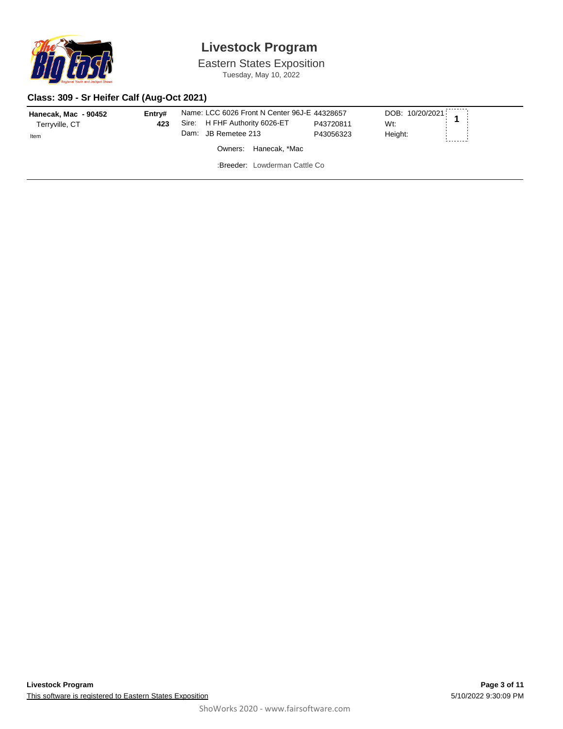# Livestock Program

Eastern States Exposition

Tuesday, May 10, 2022

### Class: 309 - Sr Heifer Calf (Aug-Oct 2021)

| Exhibitor | Entry# | Animal | Reg # | Details | Place |
|---|---|---|---|---|---|
| **Hanecak, Mac - 90452**<br>Terryville, CT<br>Item | **423** | Name: LCC 6026 Front N Center 96J-E<br>Sire: H FHF Authority 6026-ET<br>Dam: JB Remetee 213<br>Owners: Hanecak, *Mac<br>:Breeder: Lowderman Cattle Co | 44328657<br>P43720811<br>P43056323 | DOB: 10/20/2021<br>Wt:<br>Height: | **1** |

**Livestock Program**

This software is registered to Eastern States Exposition

5/10/2022 9:30:09 PM

ShoWorks 2020 - www.fairsoftware.com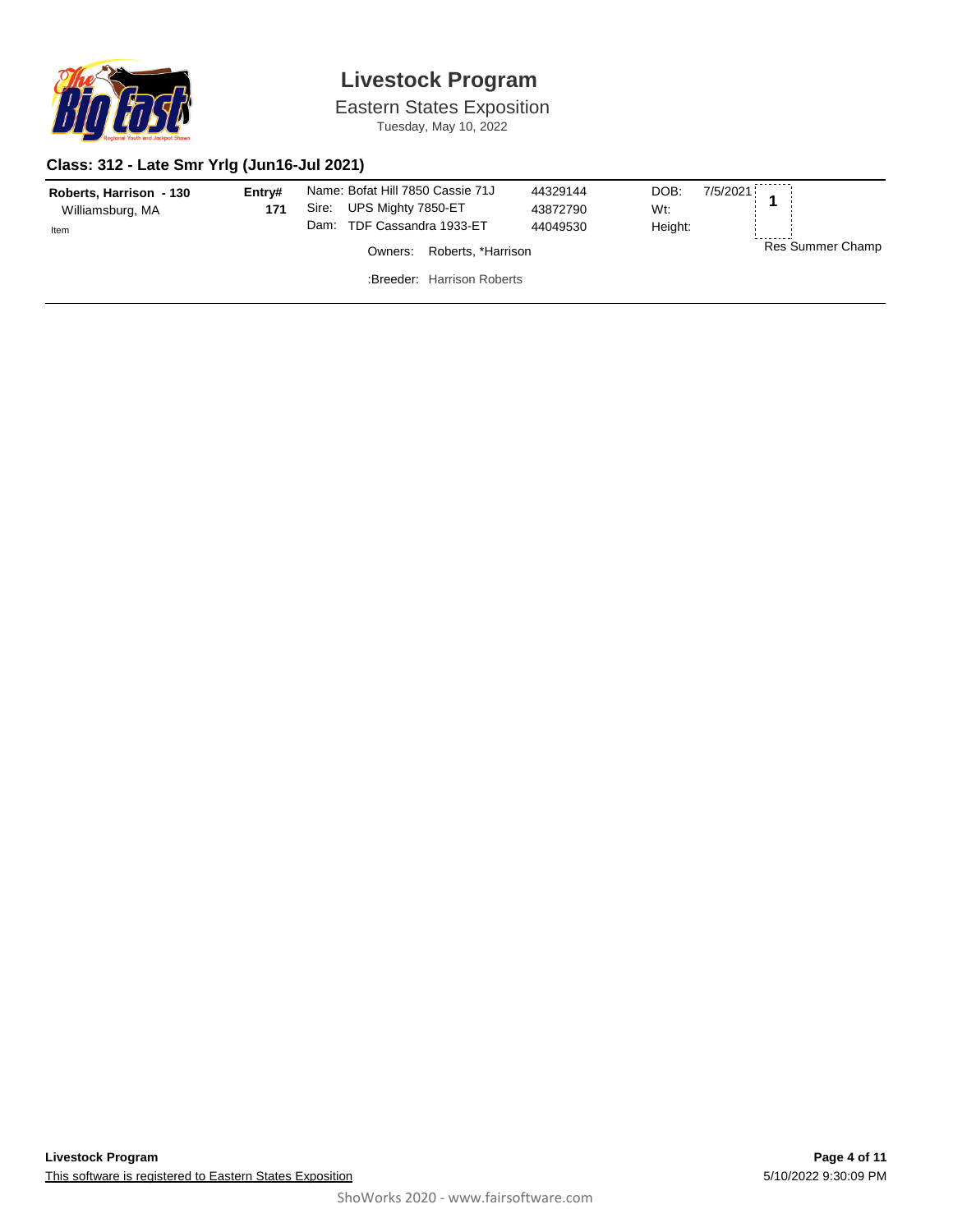# Livestock Program

Eastern States Exposition

Tuesday, May 10, 2022

## Class: 312 - Late Smr Yrlg (Jun16-Jul 2021)

| Exhibitor | Entry# | Animal | Reg # | | | Place |
|---|---|---|---|---|---|---|
| **Roberts, Harrison - 130** | **171** | Name: Bofat Hill 7850 Cassie 71J | 44329144 | DOB: | 7/5/2021 | **1** |
| Williamsburg, MA | | Sire: UPS Mighty 7850-ET | 43872790 | Wt: | | |
| Item | | Dam: TDF Cassandra 1933-ET | 44049530 | Height: | | |
| | | Owners: Roberts, *Harrison | | | | Res Summer Champ |
| | | :Breeder: Harrison Roberts | | | | |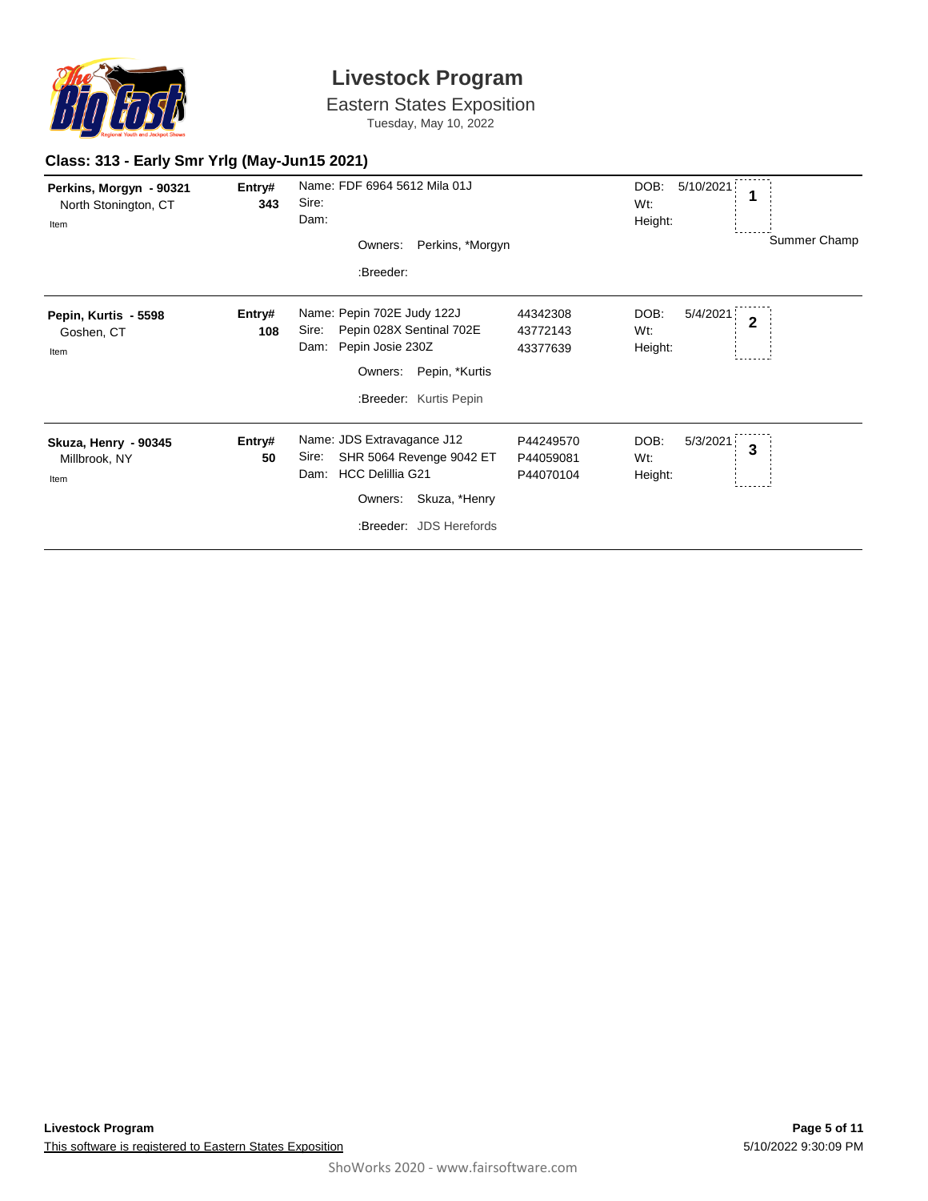# Livestock Program

Eastern States Exposition
Tuesday, May 10, 2022

## Class: 313 - Early Smr Yrlg (May-Jun15 2021)

**Perkins, Morgyn - 90321**
North Stonington, CT
Item

**Entry# 343**

Name: FDF 6964 5612 Mila 01J
Sire:
Dam:

Owners: Perkins, *Morgyn

:Breeder:

DOB: 5/10/2021
Wt:
Height:

**1**

Summer Champ

---

**Pepin, Kurtis - 5598**
Goshen, CT
Item

**Entry# 108**

Name: Pepin 702E Judy 122J — 44342308
Sire: Pepin 028X Sentinal 702E — 43772143
Dam: Pepin Josie 230Z — 43377639

Owners: Pepin, *Kurtis

:Breeder: Kurtis Pepin

DOB: 5/4/2021
Wt:
Height:

**2**

---

**Skuza, Henry - 90345**
Millbrook, NY
Item

**Entry# 50**

Name: JDS Extravagance J12 — P44249570
Sire: SHR 5064 Revenge 9042 ET — P44059081
Dam: HCC Delillia G21 — P44070104

Owners: Skuza, *Henry

:Breeder: JDS Herefords

DOB: 5/3/2021
Wt:
Height:

**3**

---

Livestock Program
This software is registered to Eastern States Exposition

5/10/2022 9:30:09 PM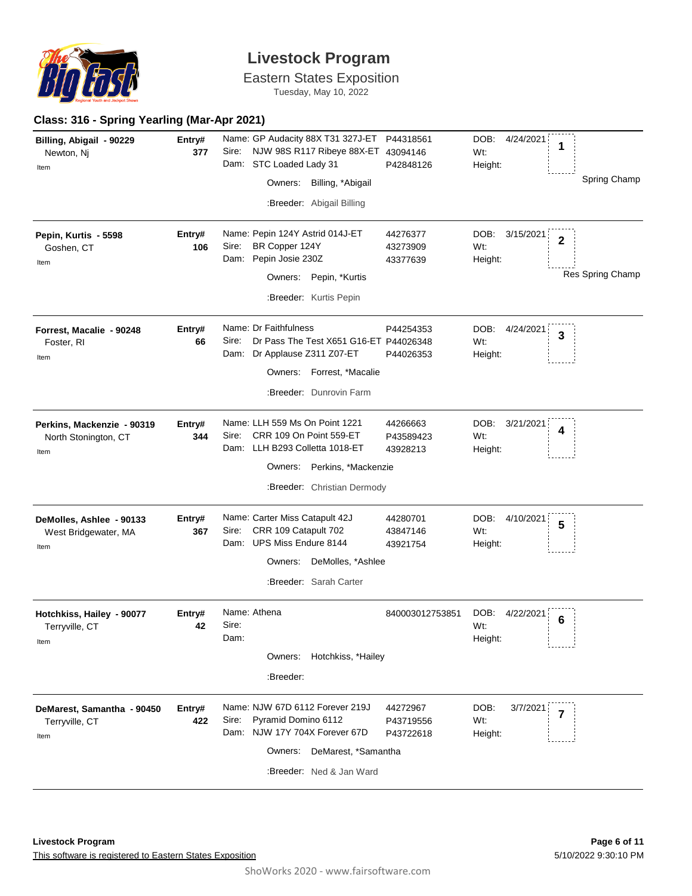# Livestock Program

Eastern States Exposition

Tuesday, May 10, 2022

## Class: 316 - Spring Yearling (Mar-Apr 2021)

| Exhibitor | Entry# | Animal | Reg # | DOB / Wt / Height | Place |
|---|---|---|---|---|---|
| **Billing, Abigail - 90229**<br>Newton, Nj<br>Item | **377** | Name: GP Audacity 88X T31 327J-ET<br>Sire: NJW 98S R117 Ribeye 88X-ET<br>Dam: STC Loaded Lady 31<br>Owners: Billing, *Abigail<br>:Breeder: Abigail Billing | P44318561<br>43094146<br>P42848126 | DOB: 4/24/2021<br>Wt:<br>Height: | **1**<br>Spring Champ |
| **Pepin, Kurtis - 5598**<br>Goshen, CT<br>Item | **106** | Name: Pepin 124Y Astrid 014J-ET<br>Sire: BR Copper 124Y<br>Dam: Pepin Josie 230Z<br>Owners: Pepin, *Kurtis<br>:Breeder: Kurtis Pepin | 44276377<br>43273909<br>43377639 | DOB: 3/15/2021<br>Wt:<br>Height: | **2**<br>Res Spring Champ |
| **Forrest, Macalie - 90248**<br>Foster, RI<br>Item | **66** | Name: Dr Faithfulness<br>Sire: Dr Pass The Test X651 G16-ET<br>Dam: Dr Applause Z311 Z07-ET<br>Owners: Forrest, *Macalie<br>:Breeder: Dunrovin Farm | P44254353<br>P44026348<br>P44026353 | DOB: 4/24/2021<br>Wt:<br>Height: | **3** |
| **Perkins, Mackenzie - 90319**<br>North Stonington, CT<br>Item | **344** | Name: LLH 559 Ms On Point 1221<br>Sire: CRR 109 On Point 559-ET<br>Dam: LLH B293 Colletta 1018-ET<br>Owners: Perkins, *Mackenzie<br>:Breeder: Christian Dermody | 44266663<br>P43589423<br>43928213 | DOB: 3/21/2021<br>Wt:<br>Height: | **4** |
| **DeMolles, Ashlee - 90133**<br>West Bridgewater, MA<br>Item | **367** | Name: Carter Miss Catapult 42J<br>Sire: CRR 109 Catapult 702<br>Dam: UPS Miss Endure 8144<br>Owners: DeMolles, *Ashlee<br>:Breeder: Sarah Carter | 44280701<br>43847146<br>43921754 | DOB: 4/10/2021<br>Wt:<br>Height: | **5** |
| **Hotchkiss, Hailey - 90077**<br>Terryville, CT<br>Item | **42** | Name: Athena<br>Sire:<br>Dam:<br>Owners: Hotchkiss, *Hailey<br>:Breeder: | 840003012753851 | DOB: 4/22/2021<br>Wt:<br>Height: | **6** |
| **DeMarest, Samantha - 90450**<br>Terryville, CT<br>Item | **422** | Name: NJW 67D 6112 Forever 219J<br>Sire: Pyramid Domino 6112<br>Dam: NJW 17Y 704X Forever 67D<br>Owners: DeMarest, *Samantha<br>:Breeder: Ned & Jan Ward | 44272967<br>P43719556<br>P43722618 | DOB: 3/7/2021<br>Wt:<br>Height: | **7** |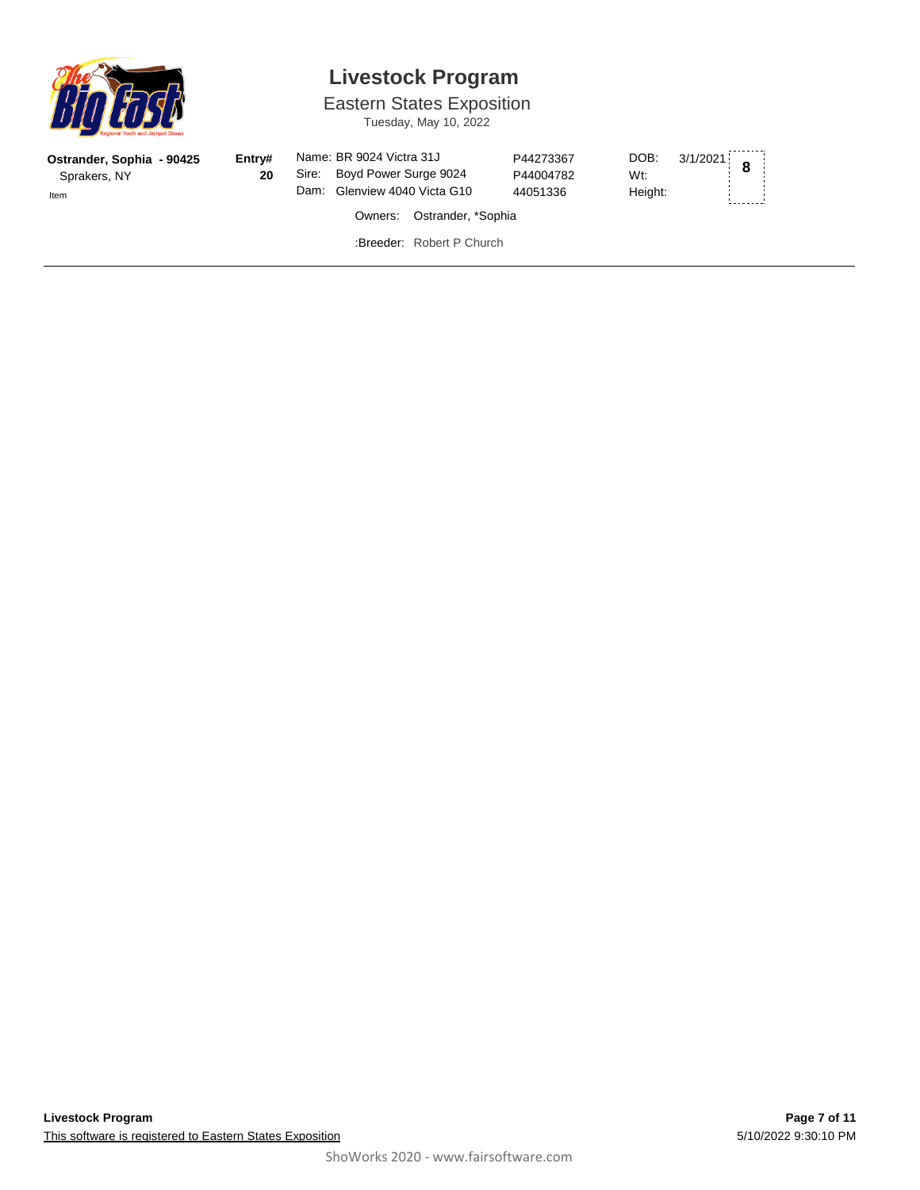# Livestock Program

Eastern States Exposition

Tuesday, May 10, 2022

| | | | | | |
|---|---|---|---|---|---|
| **Ostrander, Sophia - 90425** | **Entry#** | Name: BR 9024 Victra 31J | P44273367 | DOB: 3/1/2021 | **8** |
| Sprakers, NY | **20** | Sire: Boyd Power Surge 9024 | P44004782 | Wt: | |
| Item | | Dam: Glenview 4040 Victra G10 | 44051336 | Height: | |

Owners: Ostrander, *Sophia

:Breeder: Robert P Church

**Livestock Program**

This software is registered to Eastern States Exposition

5/10/2022 9:30:10 PM

ShoWorks 2020 - www.fairsoftware.com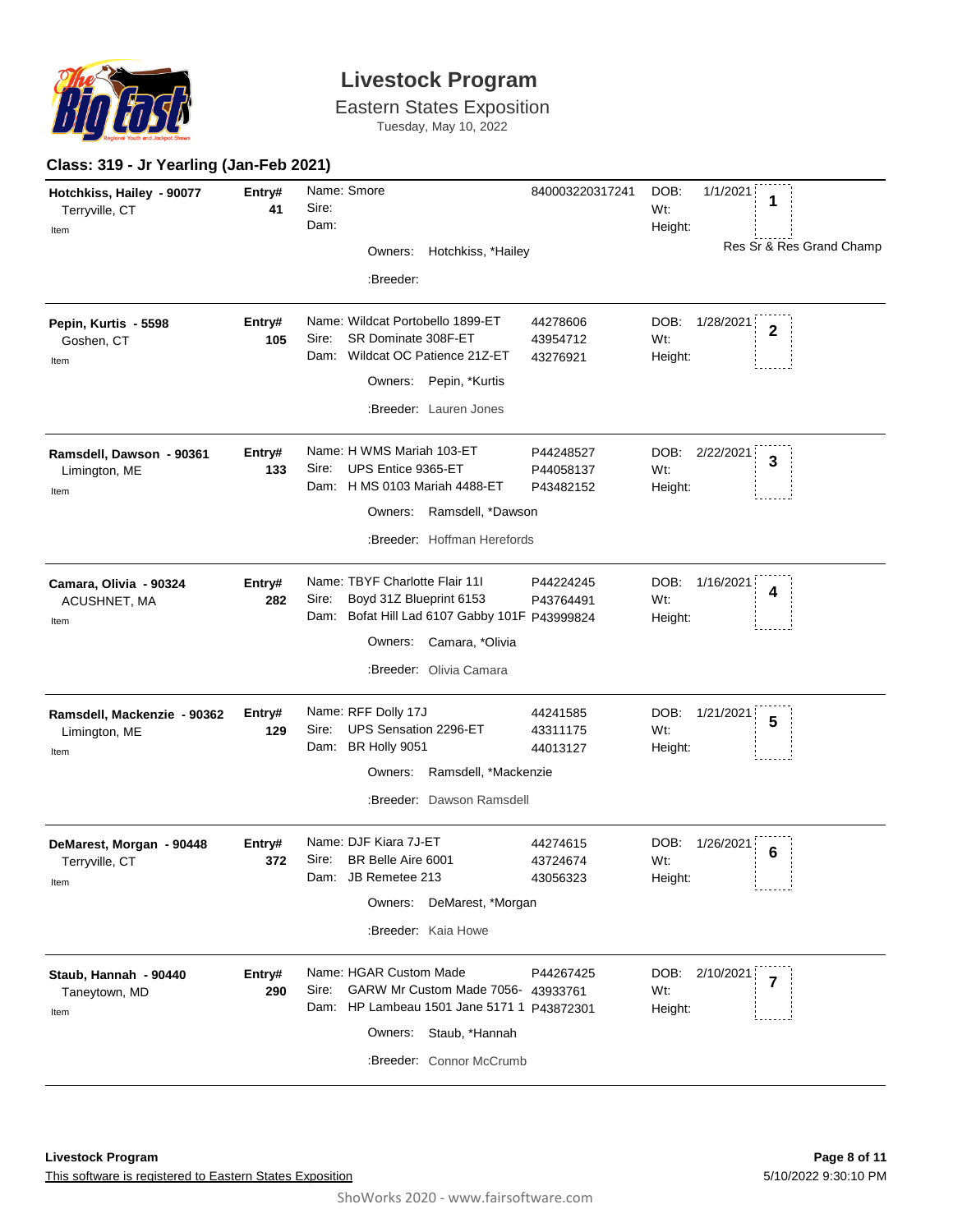# Livestock Program

Eastern States Exposition

Tuesday, May 10, 2022

## Class: 319 - Jr Yearling (Jan-Feb 2021)

**Hotchkiss, Hailey - 90077**
Terryville, CT
Item

**Entry# 41**

Name: Smore — 840003220317241
Sire:
Dam:

Owners: Hotchkiss, *Hailey

:Breeder:

DOB: 1/1/2021
Wt:
Height:

**Place: 1** — Res Sr & Res Grand Champ

---

**Pepin, Kurtis - 5598**
Goshen, CT
Item

**Entry# 105**

Name: Wildcat Portobello 1899-ET — 44278606
Sire: SR Dominate 308F-ET — 43954712
Dam: Wildcat OC Patience 21Z-ET — 43276921

Owners: Pepin, *Kurtis

:Breeder: Lauren Jones

DOB: 1/28/2021
Wt:
Height:

**Place: 2**

---

**Ramsdell, Dawson - 90361**
Limington, ME
Item

**Entry# 133**

Name: H WMS Mariah 103-ET — P44248527
Sire: UPS Entice 9365-ET — P44058137
Dam: H MS 0103 Mariah 4488-ET — P43482152

Owners: Ramsdell, *Dawson

:Breeder: Hoffman Herefords

DOB: 2/22/2021
Wt:
Height:

**Place: 3**

---

**Camara, Olivia - 90324**
ACUSHNET, MA
Item

**Entry# 282**

Name: TBYF Charlotte Flair 11I — P44224245
Sire: Boyd 31Z Blueprint 6153 — P43764491
Dam: Bofat Hill Lad 6107 Gabby 101F — P43999824

Owners: Camara, *Olivia

:Breeder: Olivia Camara

DOB: 1/16/2021
Wt:
Height:

**Place: 4**

---

**Ramsdell, Mackenzie - 90362**
Limington, ME
Item

**Entry# 129**

Name: RFF Dolly 17J — 44241585
Sire: UPS Sensation 2296-ET — 43311175
Dam: BR Holly 9051 — 44013127

Owners: Ramsdell, *Mackenzie

:Breeder: Dawson Ramsdell

DOB: 1/21/2021
Wt:
Height:

**Place: 5**

---

**DeMarest, Morgan - 90448**
Terryville, CT
Item

**Entry# 372**

Name: DJF Kiara 7J-ET — 44274615
Sire: BR Belle Aire 6001 — 43724674
Dam: JB Remetee 213 — 43056323

Owners: DeMarest, *Morgan

:Breeder: Kaia Howe

DOB: 1/26/2021
Wt:
Height:

**Place: 6**

---

**Staub, Hannah - 90440**
Taneytown, MD
Item

**Entry# 290**

Name: HGAR Custom Made — P44267425
Sire: GARW Mr Custom Made 7056- — 43933761
Dam: HP Lambeau 1501 Jane 5171 1 — P43872301

Owners: Staub, *Hannah

:Breeder: Connor McCrumb

DOB: 2/10/2021
Wt:
Height:

**Place: 7**

---

Livestock Program

This software is registered to Eastern States Exposition

5/10/2022 9:30:10 PM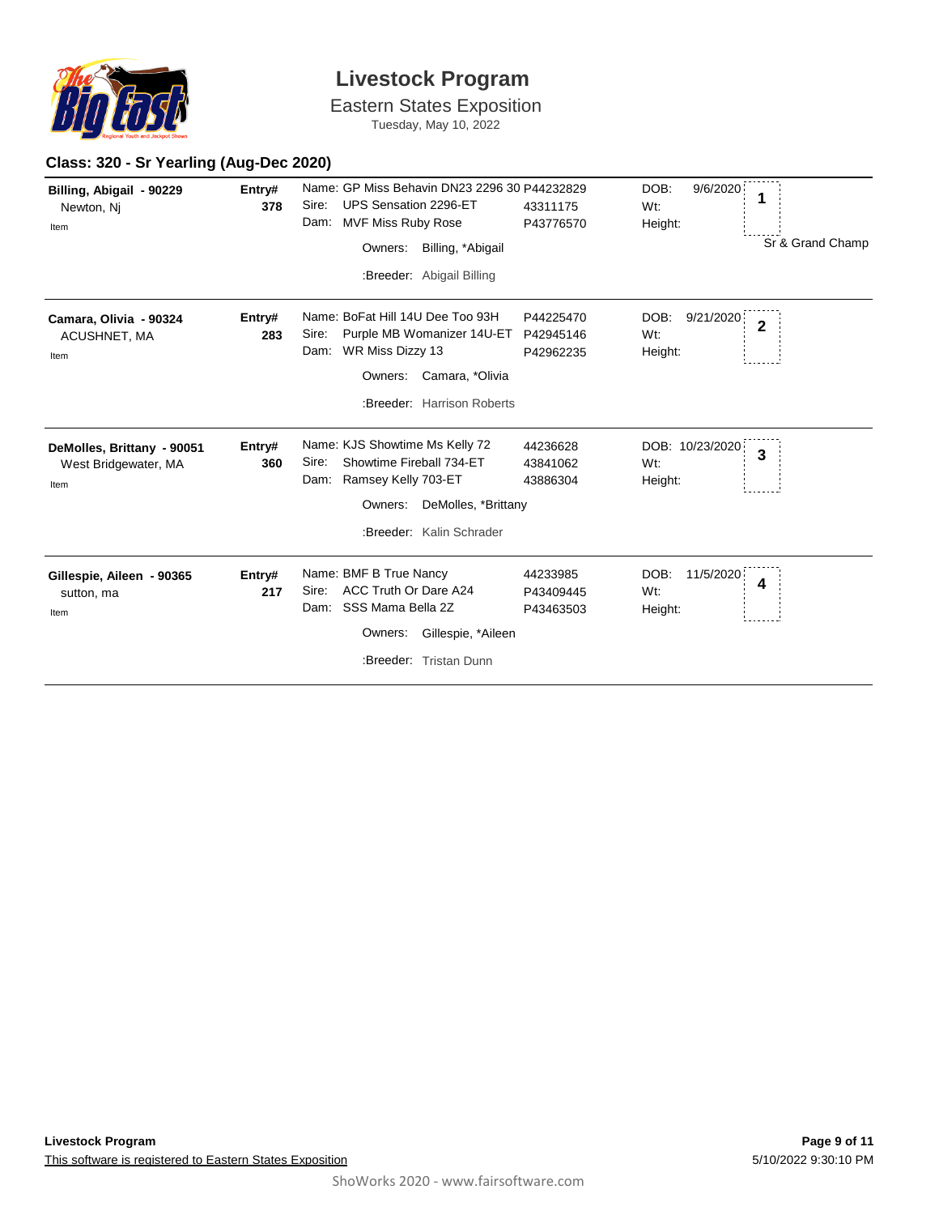# Livestock Program

Eastern States Exposition

Tuesday, May 10, 2022

## Class: 320 - Sr Yearling (Aug-Dec 2020)

| Exhibitor | Entry# | Animal | Reg # | DOB / Wt / Height | Place |
|---|---|---|---|---|---|
| **Billing, Abigail - 90229** Newton, Nj Item | **378** | Name: GP Miss Behavin DN23 2296 30<br>Sire: UPS Sensation 2296-ET<br>Dam: MVF Miss Ruby Rose<br>Owners: Billing, *Abigail<br>:Breeder: Abigail Billing | P44232829<br>43311175<br>P43776570 | DOB: 9/6/2020<br>Wt:<br>Height: | **1** Sr & Grand Champ |
| **Camara, Olivia - 90324** ACUSHNET, MA Item | **283** | Name: BoFat Hill 14U Dee Too 93H<br>Sire: Purple MB Womanizer 14U-ET<br>Dam: WR Miss Dizzy 13<br>Owners: Camara, *Olivia<br>:Breeder: Harrison Roberts | P44225470<br>P42945146<br>P42962235 | DOB: 9/21/2020<br>Wt:<br>Height: | **2** |
| **DeMolles, Brittany - 90051** West Bridgewater, MA Item | **360** | Name: KJS Showtime Ms Kelly 72<br>Sire: Showtime Fireball 734-ET<br>Dam: Ramsey Kelly 703-ET<br>Owners: DeMolles, *Brittany<br>:Breeder: Kalin Schrader | 44236628<br>43841062<br>43886304 | DOB: 10/23/2020<br>Wt:<br>Height: | **3** |
| **Gillespie, Aileen - 90365** sutton, ma Item | **217** | Name: BMF B True Nancy<br>Sire: ACC Truth Or Dare A24<br>Dam: SSS Mama Bella 2Z<br>Owners: Gillespie, *Aileen<br>:Breeder: Tristan Dunn | 44233985<br>P43409445<br>P43463503 | DOB: 11/5/2020<br>Wt:<br>Height: | **4** |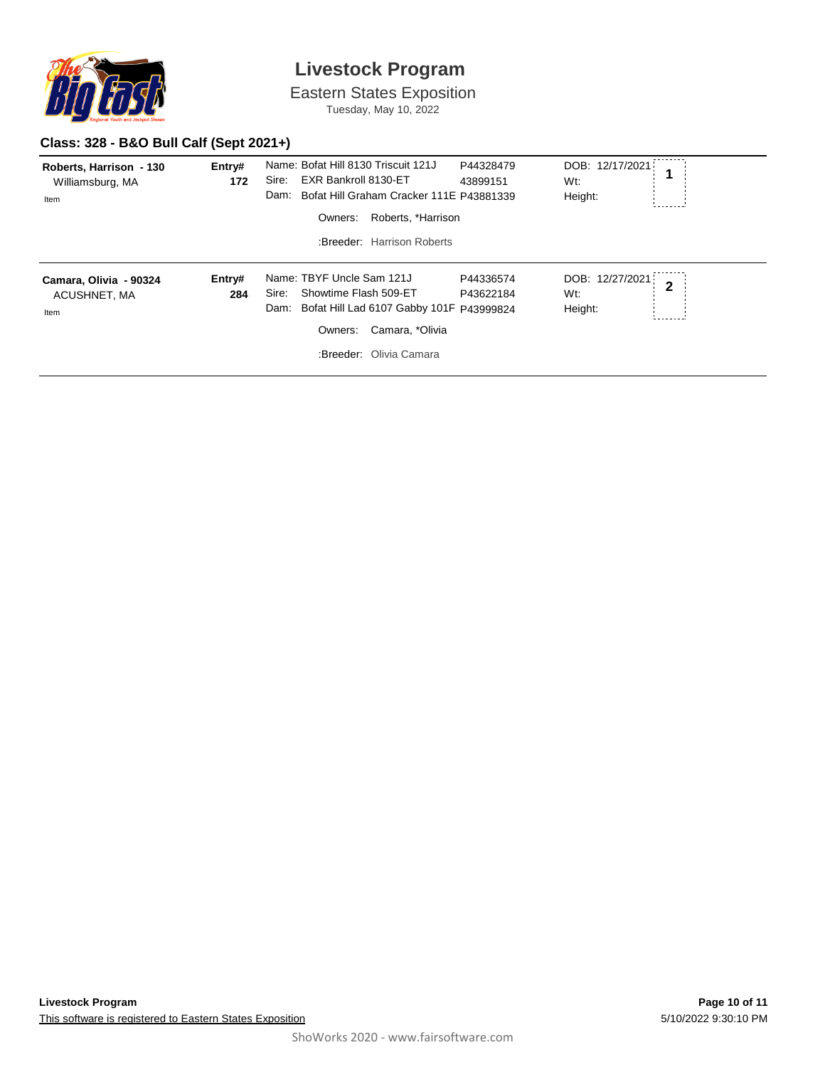# Livestock Program

Eastern States Exposition

Tuesday, May 10, 2022

## Class: 328 - B&O Bull Calf (Sept 2021+)

| Exhibitor | Entry# | Animal | Reg # | Details | Place |
|---|---|---|---|---|---|
| **Roberts, Harrison - 130**<br>Williamsburg, MA<br>Item | **172** | Name: Bofat Hill 8130 Triscuit 121J<br>Sire: EXR Bankroll 8130-ET<br>Dam: Bofat Hill Graham Cracker 111E<br>Owners: Roberts, *Harrison<br>:Breeder: Harrison Roberts | P44328479<br>43899151<br>P43881339 | DOB: 12/17/2021<br>Wt:<br>Height: | 1 |
| **Camara, Olivia - 90324**<br>ACUSHNET, MA<br>Item | **284** | Name: TBYF Uncle Sam 121J<br>Sire: Showtime Flash 509-ET<br>Dam: Bofat Hill Lad 6107 Gabby 101F<br>Owners: Camara, *Olivia<br>:Breeder: Olivia Camara | P44336574<br>P43622184<br>P43999824 | DOB: 12/27/2021<br>Wt:<br>Height: | 2 |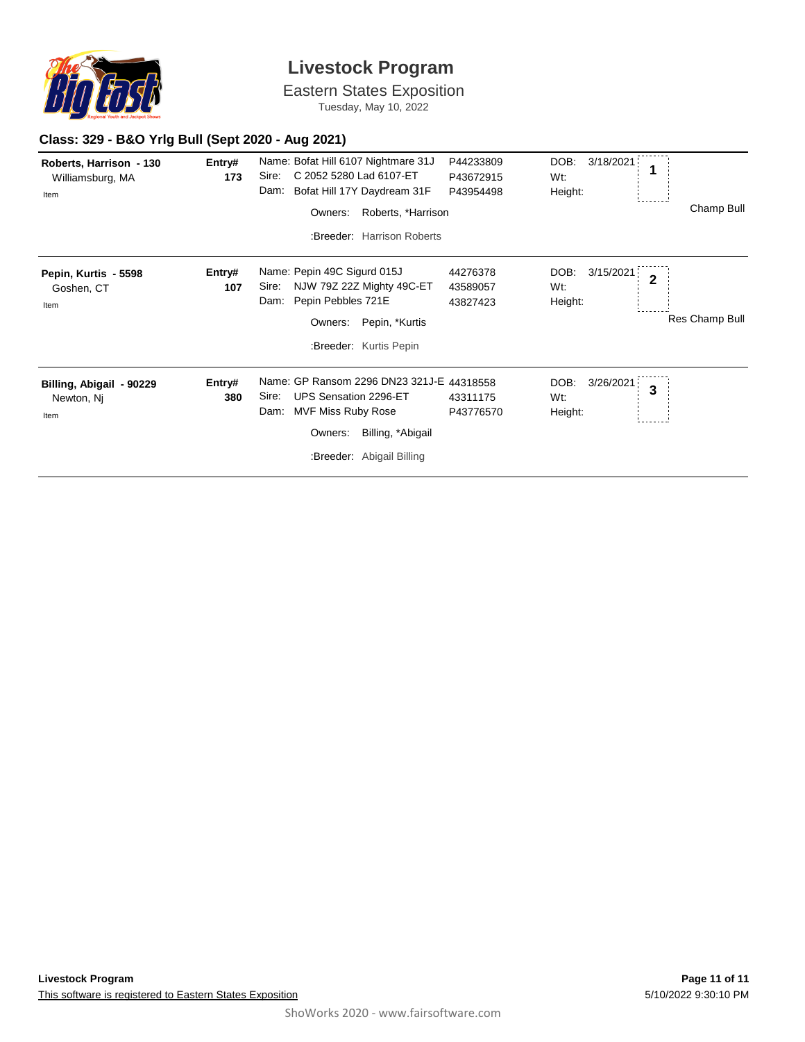# Livestock Program

Eastern States Exposition

Tuesday, May 10, 2022

## Class: 329 - B&O Yrlg Bull (Sept 2020 - Aug 2021)

**Roberts, Harrison - 130**
Williamsburg, MA
Item

**Entry# 173**

Name: Bofat Hill 6107 Nightmare 31J — P44233809
Sire: C 2052 5280 Lad 6107-ET — P43672915
Dam: Bofat Hill 17Y Daydream 31F — P43954498

Owners: Roberts, *Harrison

:Breeder: Harrison Roberts

DOB: 3/18/2021
Wt:
Height:

**1** — Champ Bull

---

**Pepin, Kurtis - 5598**
Goshen, CT
Item

**Entry# 107**

Name: Pepin 49C Sigurd 015J — 44276378
Sire: NJW 79Z 22Z Mighty 49C-ET — 43589057
Dam: Pepin Pebbles 721E — 43827423

Owners: Pepin, *Kurtis

:Breeder: Kurtis Pepin

DOB: 3/15/2021
Wt:
Height:

**2** — Res Champ Bull

---

**Billing, Abigail - 90229**
Newton, Nj
Item

**Entry# 380**

Name: GP Ransom 2296 DN23 321J-E — 44318558
Sire: UPS Sensation 2296-ET — 43311175
Dam: MVF Miss Ruby Rose — P43776570

Owners: Billing, *Abigail

:Breeder: Abigail Billing

DOB: 3/26/2021
Wt:
Height:

**3**